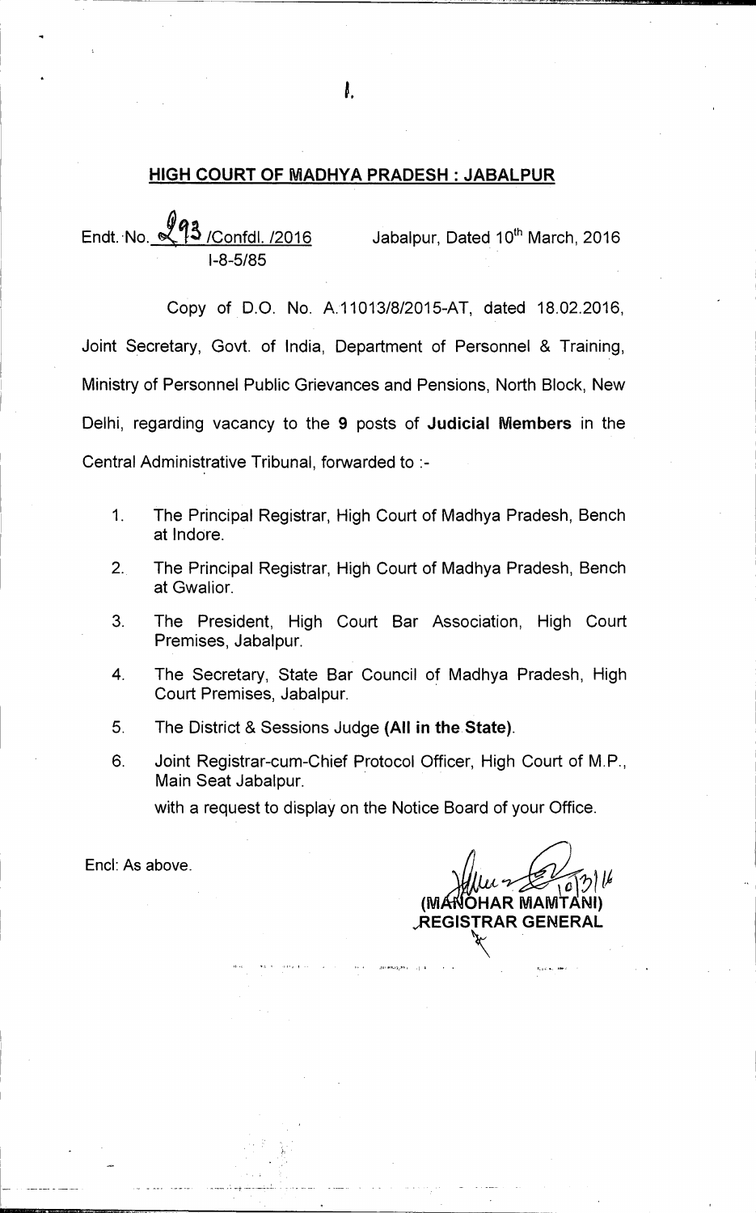## HIGH COURT OF MADHYA PRADESH : JABALPUR

Endt. No. 293 /Confdl. /2016 Jabalpur, Dated 10th March, 2016
I-8-5/85

Copy of D.O. No. A.11013/8/2015-AT, dated 18.02.2016, Joint Secretary, Govt. of India, Department of Personnel & Training, Ministry of Personnel Public Grievances and Pensions, North Block, New Delhi, regarding vacancy to the **9** posts of **Judicial Members** in the Central Administrative Tribunal, forwarded to :-

1. The Principal Registrar, High Court of Madhya Pradesh, Bench at Indore.
2. The Principal Registrar, High Court of Madhya Pradesh, Bench at Gwalior.
3. The President, High Court Bar Association, High Court Premises, Jabalpur.
4. The Secretary, State Bar Council of Madhya Pradesh, High Court Premises, Jabalpur.
5. The District & Sessions Judge **(All in the State)**.
6. Joint Registrar-cum-Chief Protocol Officer, High Court of M.P., Main Seat Jabalpur.

with a request to display on the Notice Board of your Office.

Encl: As above.

10/3/16

**(MANOHAR MAMTANI)**
**REGISTRAR GENERAL**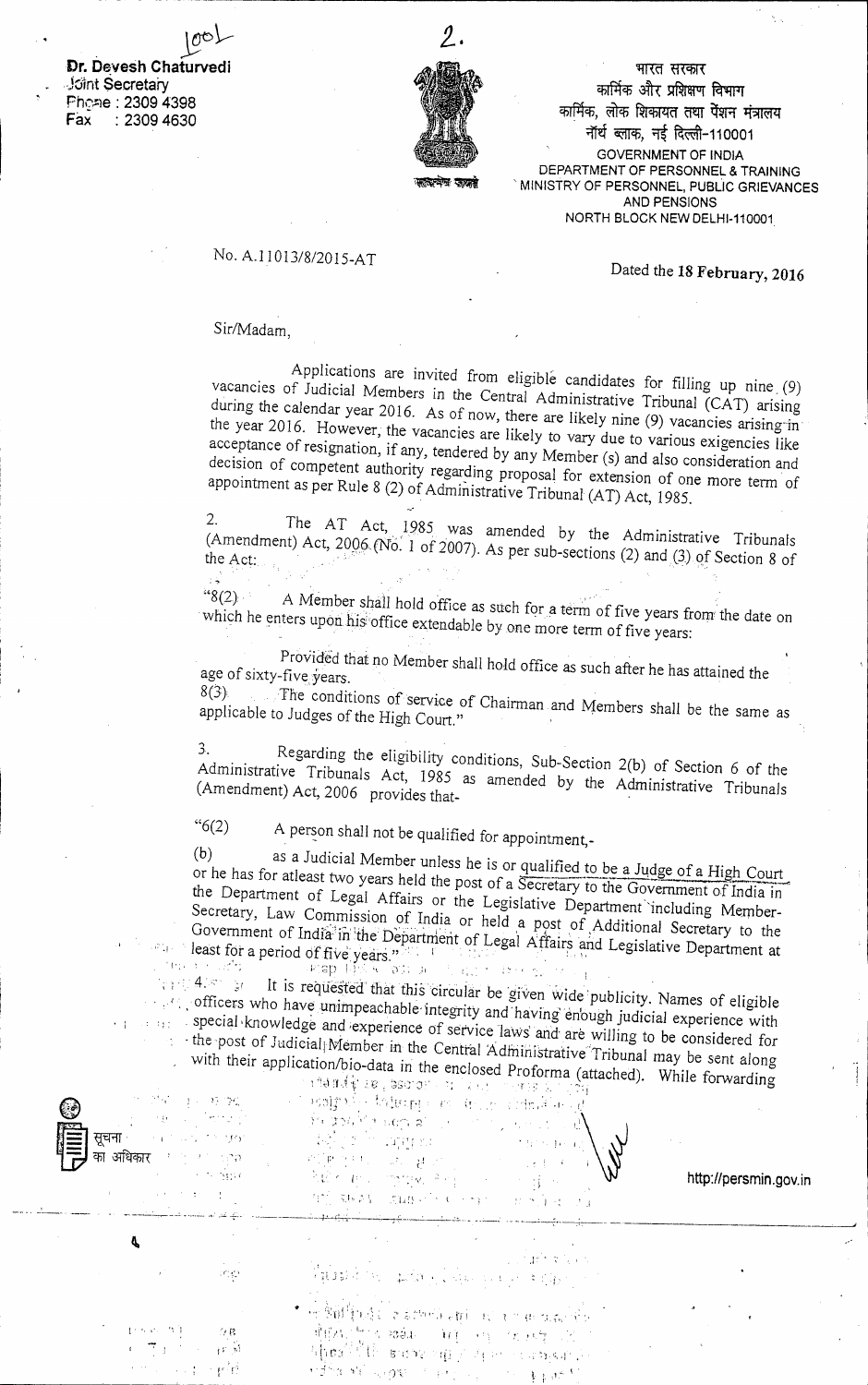**Dr. Devesh Chaturvedi**
Joint Secretary
Phone : 2309 4398
Fax : 2309 4630

भारत सरकार
कार्मिक और प्रशिक्षण विभाग
कार्मिक, लोक शिकायत तथा पेंशन मंत्रालय
नॉर्थ ब्लाक, नई दिल्ली-110001

GOVERNMENT OF INDIA
DEPARTMENT OF PERSONNEL & TRAINING
MINISTRY OF PERSONNEL, PUBLIC GRIEVANCES AND PENSIONS
NORTH BLOCK NEW DELHI-110001

No. A.11013/8/2015-AT

Dated the **18 February, 2016**

Sir/Madam,

Applications are invited from eligible candidates for filling up nine (9) vacancies of Judicial Members in the Central Administrative Tribunal (CAT) arising during the calendar year 2016. As of now, there are likely nine (9) vacancies arising in the year 2016. However, the vacancies are likely to vary due to various exigencies like acceptance of resignation, if any, tendered by any Member (s) and also consideration and decision of competent authority regarding proposal for extension of one more term of appointment as per Rule 8 (2) of Administrative Tribunal (AT) Act, 1985.

2. The AT Act, 1985 was amended by the Administrative Tribunals (Amendment) Act, 2006 (No. 1 of 2007). As per sub-sections (2) and (3) of Section 8 of the Act:

"8(2) A Member shall hold office as such for a term of five years from the date on which he enters upon his office extendable by one more term of five years:

Provided that no Member shall hold office as such after he has attained the age of sixty-five years.

8(3) The conditions of service of Chairman and Members shall be the same as applicable to Judges of the High Court."

3. Regarding the eligibility conditions, Sub-Section 2(b) of Section 6 of the Administrative Tribunals Act, 1985 as amended by the Administrative Tribunals (Amendment) Act, 2006 provides that-

"6(2) A person shall not be qualified for appointment,-

(b) as a Judicial Member unless he is or qualified to be a Judge of a High Court or he has for atleast two years held the post of a Secretary to the Government of India in the Department of Legal Affairs or the Legislative Department including Member-Secretary, Law Commission of India or held a post of Additional Secretary to the Government of India in the Department of Legal Affairs and Legislative Department at least for a period of five years."

4. It is requested that this circular be given wide publicity. Names of eligible officers who have unimpeachable integrity and having enough judicial experience with special knowledge and experience of service laws and are willing to be considered for the post of Judicial Member in the Central Administrative Tribunal may be sent along with their application/bio-data in the enclosed Proforma (attached). While forwarding

सूचना का अधिकार

http://persmin.gov.in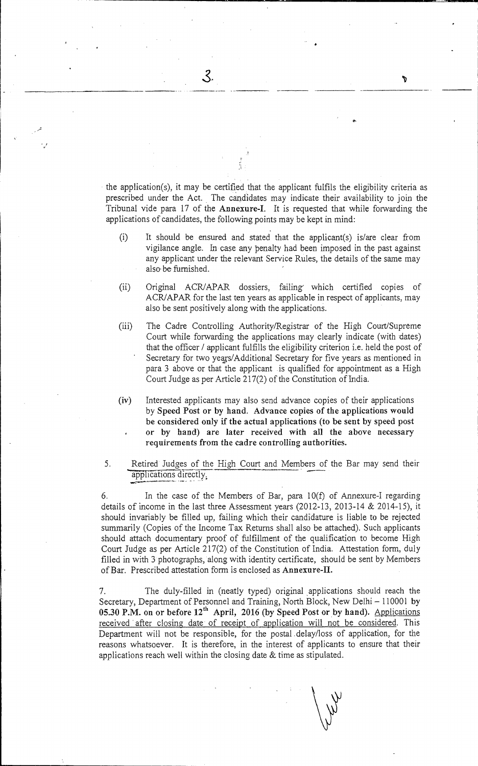the application(s), it may be certified that the applicant fulfils the eligibility criteria as prescribed under the Act. The candidates may indicate their availability to join the Tribunal vide para 17 of the **Annexure-I**. It is requested that while forwarding the applications of candidates, the following points may be kept in mind:

(i) It should be ensured and stated that the applicant(s) is/are clear from vigilance angle. In case any penalty had been imposed in the past against any applicant under the relevant Service Rules, the details of the same may also be furnished.

(ii) Original ACR/APAR dossiers, failing which certified copies of ACR/APAR for the last ten years as applicable in respect of applicants, may also be sent positively along with the applications.

(iii) The Cadre Controlling Authority/Registrar of the High Court/Supreme Court while forwarding the applications may clearly indicate (with dates) that the officer / applicant fulfills the eligibility criterion i.e. held the post of Secretary for two years/Additional Secretary for five years as mentioned in para 3 above or that the applicant is qualified for appointment as a High Court Judge as per Article 217(2) of the Constitution of India.

(iv) Interested applicants may also send advance copies of their applications by **Speed Post or by hand. Advance copies of the applications would be considered only if the actual applications (to be sent by speed post or by hand) are later received with all the above necessary requirements from the cadre controlling authorities.**

5. Retired Judges of the High Court and Members of the Bar may send their applications directly.

6. In the case of the Members of Bar, para 10(f) of Annexure-I regarding details of income in the last three Assessment years (2012-13, 2013-14 & 2014-15), it should invariably be filled up, failing which their candidature is liable to be rejected summarily (Copies of the Income Tax Returns shall also be attached). Such applicants should attach documentary proof of fulfillment of the qualification to become High Court Judge as per Article 217(2) of the Constitution of India. Attestation form, duly filled in with 3 photographs, along with identity certificate, should be sent by Members of Bar. Prescribed attestation form is enclosed as **Annexure-II.**

7. The duly-filled in (neatly typed) original applications should reach the Secretary, Department of Personnel and Training, North Block, New Delhi – 110001 **by 05.30 P.M. on or before 12th April, 2016 (by Speed Post or by hand).** Applications received after closing date of receipt of application will not be considered. This Department will not be responsible, for the postal delay/loss of application, for the reasons whatsoever. It is therefore, in the interest of applicants to ensure that their applications reach well within the closing date & time as stipulated.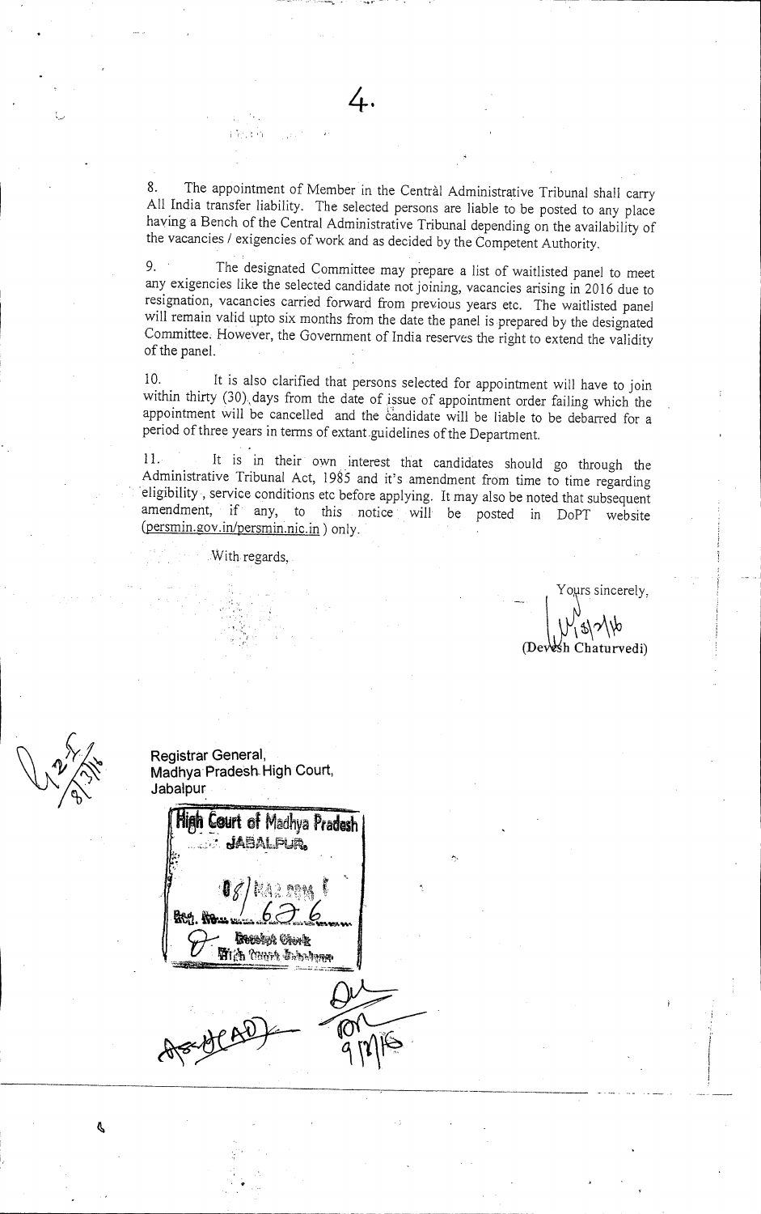8. The appointment of Member in the Central Administrative Tribunal shall carry All India transfer liability. The selected persons are liable to be posted to any place having a Bench of the Central Administrative Tribunal depending on the availability of the vacancies / exigencies of work and as decided by the Competent Authority.

9. The designated Committee may prepare a list of waitlisted panel to meet any exigencies like the selected candidate not joining, vacancies arising in 2016 due to resignation, vacancies carried forward from previous years etc. The waitlisted panel will remain valid upto six months from the date the panel is prepared by the designated Committee. However, the Government of India reserves the right to extend the validity of the panel.

10. It is also clarified that persons selected for appointment will have to join within thirty (30) days from the date of issue of appointment order failing which the appointment will be cancelled and the candidate will be liable to be debarred for a period of three years in terms of extant guidelines of the Department.

11. It is in their own interest that candidates should go through the Administrative Tribunal Act, 1985 and it's amendment from time to time regarding eligibility, service conditions etc before applying. It may also be noted that subsequent amendment, if any, to this notice will be posted in DoPT website (persmin.gov.in/persmin.nic.in) only.

With regards,

Yours sincerely,

(Devesh Chaturvedi)

Registrar General,
Madhya Pradesh High Court,
Jabalpur

High Court of Madhya Pradesh
JABALPUR
08 MAR 2016
Rcd. No. 626
Receipt Clerk
High Court Jabalpur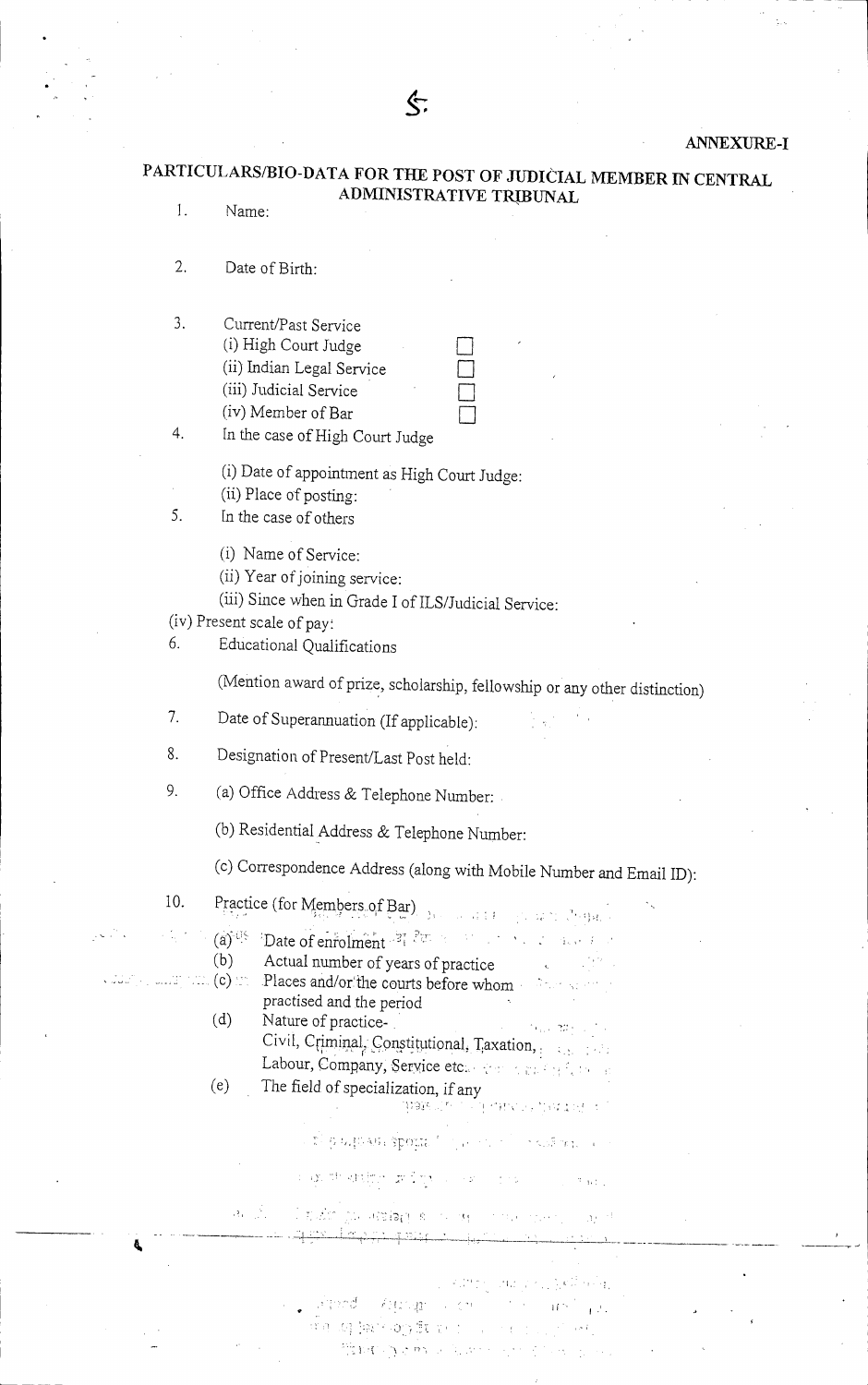**ANNEXURE-I**

## PARTICULARS/BIO-DATA FOR THE POST OF JUDICIAL MEMBER IN CENTRAL ADMINISTRATIVE TRIBUNAL

1. Name:

2. Date of Birth:

3. Current/Past Service
   - (i) High Court Judge ☐
   - (ii) Indian Legal Service ☐
   - (iii) Judicial Service ☐
   - (iv) Member of Bar ☐

4. In the case of High Court Judge
   - (i) Date of appointment as High Court Judge:
   - (ii) Place of posting:

5. In the case of others
   - (i) Name of Service:
   - (ii) Year of joining service:
   - (iii) Since when in Grade I of ILS/Judicial Service:
   - (iv) Present scale of pay:

6. Educational Qualifications

   (Mention award of prize, scholarship, fellowship or any other distinction)

7. Date of Superannuation (If applicable):

8. Designation of Present/Last Post held:

9. (a) Office Address & Telephone Number:

   (b) Residential Address & Telephone Number:

   (c) Correspondence Address (along with Mobile Number and Email ID):

10. Practice (for Members of Bar)
    - (a) Date of enrolment
    - (b) Actual number of years of practice
    - (c) Places and/or the courts before whom practised and the period
    - (d) Nature of practice- Civil, Criminal, Constitutional, Taxation, Labour, Company, Service etc.
    - (e) The field of specialization, if any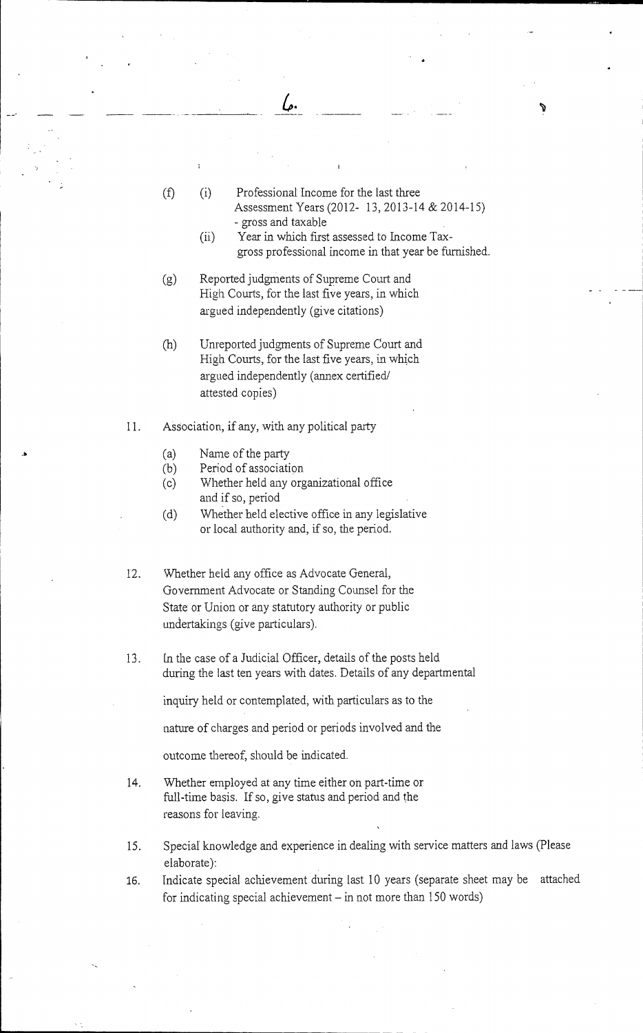(f) (i) Professional Income for the last three Assessment Years (2012- 13, 2013-14 & 2014-15) - gross and taxable

(ii) Year in which first assessed to Income Tax- gross professional income in that year be furnished.

(g) Reported judgments of Supreme Court and High Courts, for the last five years, in which argued independently (give citations)

(h) Unreported judgments of Supreme Court and High Courts, for the last five years, in which argued independently (annex certified/ attested copies)

11. Association, if any, with any political party

(a) Name of the party

(b) Period of association

(c) Whether held any organizational office and if so, period

(d) Whether held elective office in any legislative or local authority and, if so, the period.

12. Whether held any office as Advocate General, Government Advocate or Standing Counsel for the State or Union or any statutory authority or public undertakings (give particulars).

13. In the case of a Judicial Officer, details of the posts held during the last ten years with dates. Details of any departmental inquiry held or contemplated, with particulars as to the nature of charges and period or periods involved and the outcome thereof, should be indicated.

14. Whether employed at any time either on part-time or full-time basis. If so, give status and period and the reasons for leaving.

15. Special knowledge and experience in dealing with service matters and laws (Please elaborate):

16. Indicate special achievement during last 10 years (separate sheet may be attached for indicating special achievement – in not more than 150 words)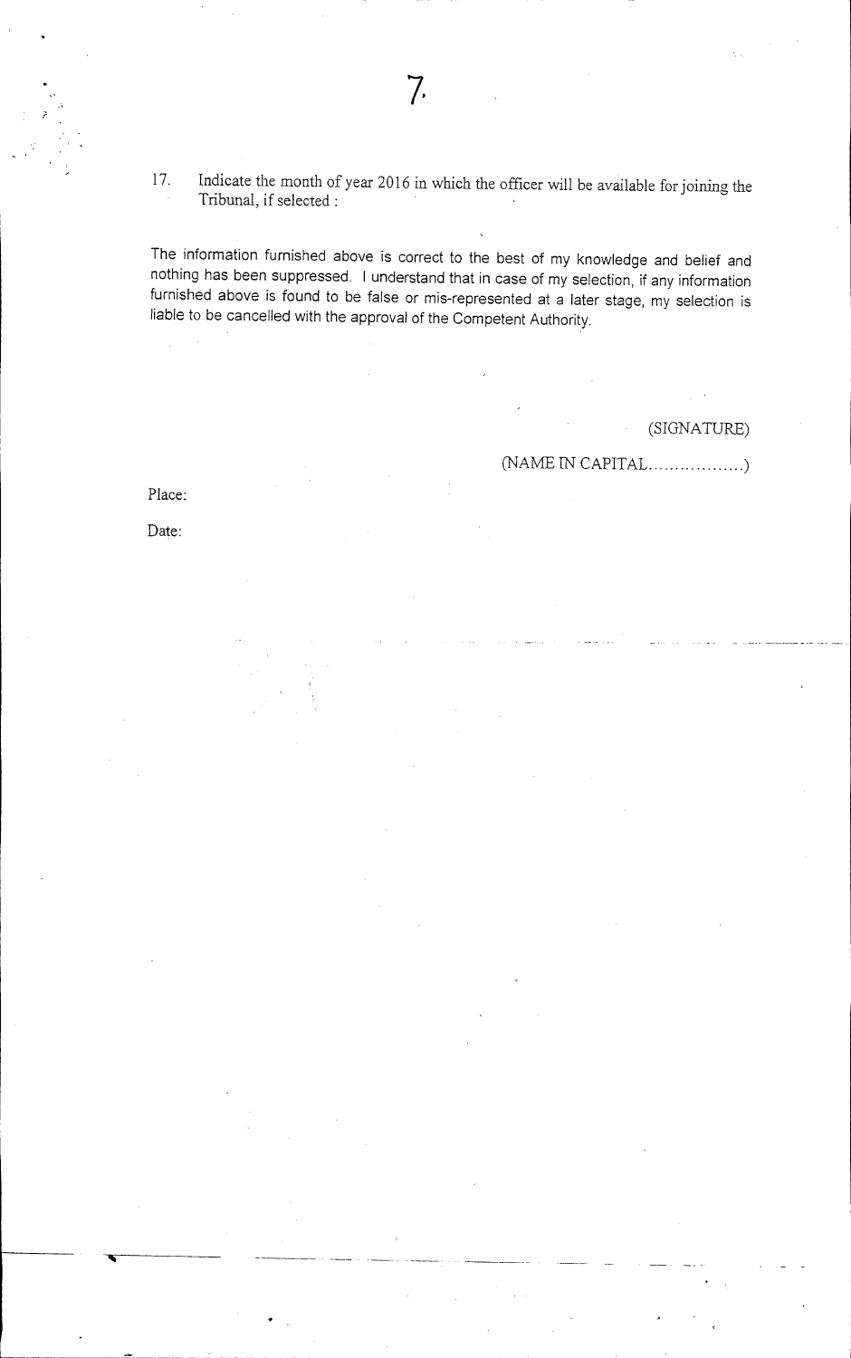17. Indicate the month of year 2016 in which the officer will be available for joining the Tribunal, if selected :

The information furnished above is correct to the best of my knowledge and belief and nothing has been suppressed. I understand that in case of my selection, if any information furnished above is found to be false or mis-represented at a later stage, my selection is liable to be cancelled with the approval of the Competent Authority.

(SIGNATURE)

(NAME IN CAPITAL..................)

Place:

Date: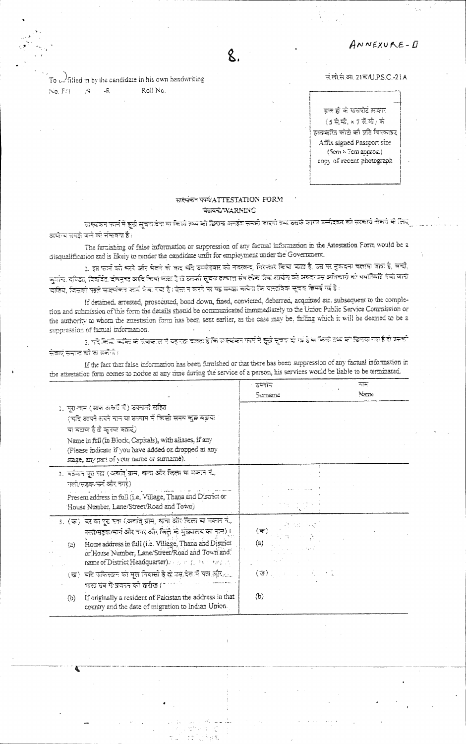ANNEXURE-II

To be filled in by the candidate in his own handwriting

No. F/1 /9 -R Roll No.

सं.लो.से.आ. 21क/U.P.S.C.-21A

हाल ही के पासपोर्ट आकार (5 से.मी. × 7 से.मी.) के हस्ताक्षरित फोटो की प्रति चिपकाएं
Affix signed Passport size (5cm × 7cm approx.) copy of recent photograph

## साक्ष्यांकन फार्म/ATTESTATION FORM

### चेतावनी/WARNING

साक्ष्यांकन फार्म में झूठी सूचना देना या किसी तथ्य को छिपाना अनर्हता समझी जाएगी तथा उसके कारण उम्मीदवार को सरकारी नौकरी के लिए अयोग्य समझे जाने की संभावना है।

The furnishing of false information or suppression of any factual information in the Attestation Form would be a disqualification and is likely to render the candidate unfit for employment under the Government.

2. इस फार्म को भरने और भेजने के बाद यदि उम्मीदवार को नजरबन्द, गिरफ्तार किया जाता है, उस पर मुकदमा चलाया जाता है, बन्दी, जुर्माना, दण्डित, विवर्जित, दोषमुक्त आदि किया जाता है तो उसकी सूचना तत्काल संघ लोक सेवा आयोग को अथवा उस अधिकारी को यथास्थिति भेजी जानी चाहिये, जिसको पहले साक्ष्यांकन फार्म भेजा गया है। ऐसा न करने पर यह समझा जायेगा कि वास्तविक सूचना छिपाई गई है।

If detained, arrested, prosecuted, bond down, fined, convicted, debarred, acquitted etc. subsequent to the completion and submission of this form the details should be communicated immediately to the Union Public Service Commission or the authority to whom the attestation form has been sent earlier, as the case may be, failing which it will be deemed to be a suppression of factual information.

3. यदि किसी व्यक्ति के सेवाकाल में यह पता चलता है कि साक्ष्यांकन फार्म में झूठी सूचना दी गई है या किसी तथ्य को छिपाया गया है तो उसकी सेवाएं समाप्त की जा सकेंगी।

If the fact that false information has been furnished or that there has been suppression of any factual information in the attestation form comes to notice at any time during the service of a person, his services would be liable to be terminated.

| | उपनाम Surname | नाम Name |
|---|---|---|
| 1. पूरा नाम (साफ अक्षरों में) उपनामों सहित (यदि आपने अपने नाम या उपनाम में किसी समय कुछ बढ़ाया या घटाया है तो कृपया बताएं) Name in full (in Block Capitals), with aliases, if any (Please indicate if you have added or dropped at any stage, any part of your name or surname). | | |
| 2. वर्तमान पूरा पता (अर्थात् ग्राम, थाना और जिला या मकान नं., गली/सड़क/मार्ग और नगर) Present address in full (i.e. Village, Thana and District or House Number, Lane/Street/Road and Town) | | |
| 3. (क) घर का पूरा पता (अर्थात् ग्राम, थाना और जिला या मकान नं., गली/सड़क/मार्ग और नगर और जिले के मुख्यालय का नाम)। (a) Home address in full (i.e. Village, Thana and District or House Number, Lane/Street/Road and Town and name of District Headquarter). | (क) (a) | |
| (ख) यदि पाकिस्तान का मूल निवासी है तो उस देश में पता और भारत संघ में प्रव्रजन की तारीख। (b) If originally a resident of Pakistan the address in that country and the date of migration to Indian Union. | (ख) (b) | |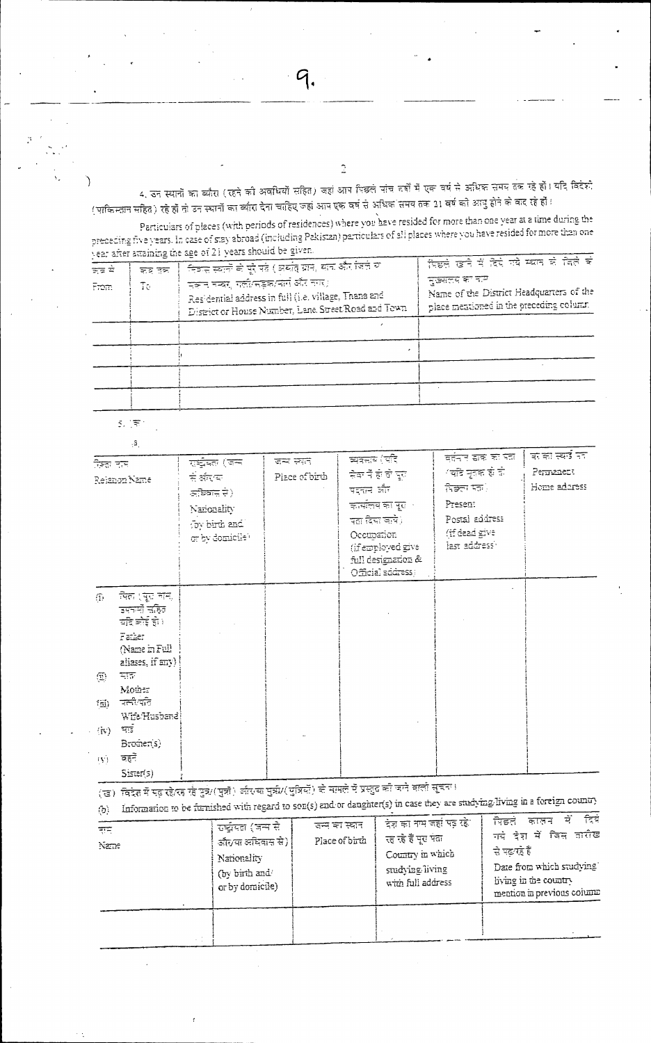4. उन स्थानों का ब्यौरा (रहने की अवधियों सहित) जहां आप पिछले पांच वर्षों में एक वर्ष से अधिक समय तक रहे हों। यदि विदेशों (पाकिस्तान सहित) रहे हों तो उन स्थानों का ब्यौरा देना चाहिए जहां आप एक वर्ष से अधिक समय तक 21 वर्ष की आयु होने के बाद रहे हों।

Particulars of places (with periods of residences) where you have resided for more than one year at a time during the preceding five years. In case of stay abroad (including Pakistan) particulars of all places where you have resided for more than one year after attaining the age of 21 years should be given.

| कब से From | कब तक To | निवास स्थानों के पूरे पते (अर्थात् ग्राम, थाना और जिले या मकान नम्बर, गली/सड़क/मार्ग और नगर) Residential address in full (i.e. village, Thana and District or House Number, Lane Street/Road and Town | पिछले खाने में दिये गये स्थान के जिले के मुख्यालय का नाम Name of the District Headquarters of the place mentioned in the preceding column |
|---|---|---|---|
| | | | |
| | | | |
| | | | |
| | | | |

5. (क)

(a)

| रिश्ता नाम Relation Name | राष्ट्रीयता (जन्म से और/या अधिवास से) Nationality (by birth and/ or by domicile) | जन्म स्थान Place of birth | व्यवसाय (यदि सेवा में हों तो पूरा पदनाम और कार्यालय का पूरा पता दिया जाये) Occupation (if employed give full designation & Official address) | वर्तमान डाक का पता (यदि मृतक हों तो पिछला पता) Present Postal address (If dead give last address) | का का स्थाई पता Permanent Home address |
|---|---|---|---|---|---|
| (i) पिता (पूरा नाम, उपनामों सहित यदि कोई हो) Father (Name in Full aliases, if any) | | | | | |
| (ii) माता Mother | | | | | |
| (iii) पत्नी/पति Wife/Husband | | | | | |
| (iv) भाई Brother(s) | | | | | |
| (v) बहनें Sister(s) | | | | | |

(ख) विदेश में पढ़ रहे/रह रहे पुत्र/(पुत्रों) और/या पुत्री/(पुत्रियों) के मामले में प्रस्तुत की जाने वाली सूचना।

(b) Information to be furnished with regard to son(s) and/or daughter(s) in case they are studying/living in a foreign country

| नाम Name | राष्ट्रीयता (जन्म से और/या अधिवास से) Nationality (by birth and/ or by domicile) | जन्म का स्थान Place of birth | देश का नाम जहां पढ़ रहे/ रह रहे हैं पूरा पता Country in which studying/living with full address | पिछले कालम में दिये गये देश में जिस तारीख से पढ़/रहे हैं Date from which studying/ living in the country mention in previous column |
|---|---|---|---|---|
| | | | | |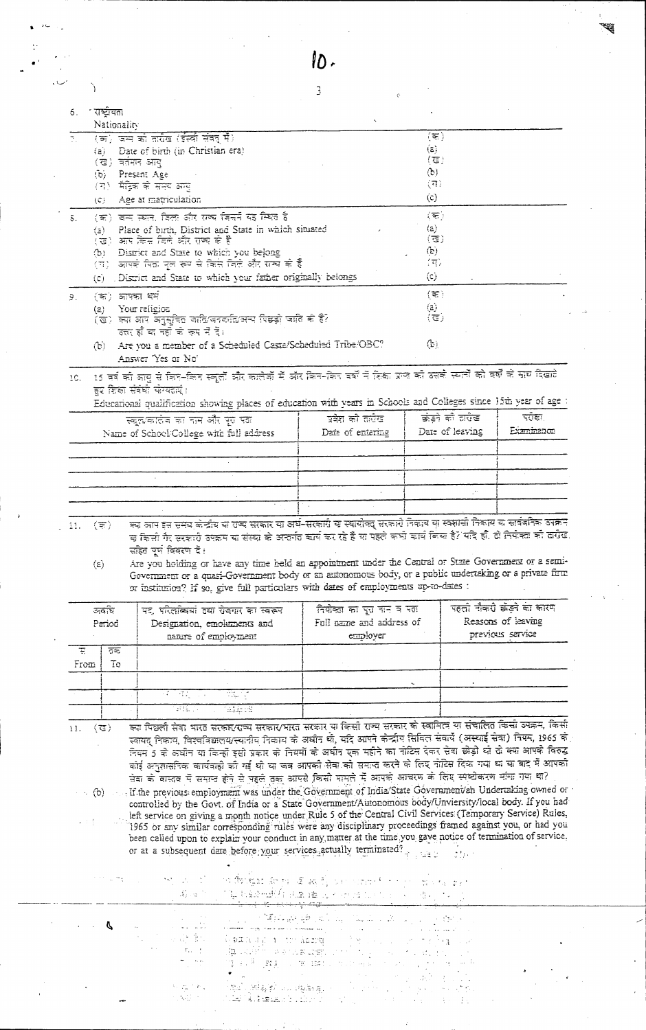6. राष्ट्रीयता
Nationality

7. (क) जन्म की तारीख (ईस्वी संवत् में) — (क)
(a) Date of birth (in Christian era) — (a)
(ख) वर्तमान आयु — (ख)
(b) Present Age — (b)
(ग) मैट्रिक के समय आयु — (ग)
(c) Age at matriculation — (c)

8. (क) जन्म स्थान, जिला और राज्य जिसमें वह स्थित है — (क)
(a) Place of birth, District and State in which situated — (a)
(ख) आप किस जिले और राज्य के हैं — (ख)
(b) District and State to which you belong — (b)
(ग) आपके पिता मूल रूप से किस जिले और राज्य के हैं — (ग)
(c) District and State to which your father originally belongs — (c)

9. (क) आपका धर्म — (क)
(a) Your religion — (a)
(ख) क्या आप अनुसूचित जाति/जनजाति/अन्य पिछड़ी जाति के हैं? उत्तर हाँ या नहीं के रूप में दें। — (ख)
(b) Are you a member of a Scheduled Caste/Scheduled Tribe/OBC? Answer 'Yes or No' — (b)

10. 15 वर्ष की आयु से किन-किन स्कूलों और कालेजों में और किन-किन वर्षों में शिक्षा प्राप्त की उनके स्थानों को वर्षों के साथ दिखाते हुए शिक्षा संबंधी योग्यताएं।
Educational qualification showing places of education with years in Schools and Colleges since 15th year of age :

| स्कूल/कालेज का नाम और पूरा पता<br>Name of School/College with full address | प्रवेश की तारीख<br>Date of entering | छोड़ने की तारीख<br>Date of leaving | परीक्षा<br>Examination |
|---|---|---|---|
| | | | |
| | | | |
| | | | |
| | | | |

11. (क) क्या आप इस समय केन्द्रीय या राज्य सरकार या अर्ध-सरकारी या स्वायत्त सरकारी निकाय या स्वशासी निकाय या सार्वजनिक उपक्रम या किसी गैर सरकारी उपक्रम या संस्था के अन्तर्गत कार्य कर रहे हैं या पहले कभी कार्य किया है? यदि हाँ, तो नियोक्ता की तारीख सहित पूर्ण विवरण दें।

(a) Are you holding or have any time held an appointment under the Central or State Government or a semi-Government or a quasi-Government body or an autonomous body, or a public undertaking or a private firm or institution? If so, give full particulars with dates of employments up-to-dates :

| अवधि<br>Period | | पद, परिलब्धियां तथा रोजगार का स्वरूप<br>Designation, emoluments and nature of employment | नियोक्ता का पूरा नाम व पता<br>Full name and address of employer | पहली नौकरी छोड़ने का कारण<br>Reasons of leaving previous service |
|---|---|---|---|---|
| से<br>From | तक<br>To | | | |
| | | | | |
| | | | | |
| | | | | |

11. (ख) क्या पिछली सेवा भारत सरकार/राज्य सरकार/भारत सरकार या किसी राज्य सरकार के स्वामित्व या संचालित किसी उपक्रम, किसी स्वायत्त निकाय, विश्वविद्यालय/स्थानीय निकाय के अधीन थी, यदि आपने केन्द्रीय सिविल सेवायें (अस्थाई सेवा) नियम, 1965 के नियम 5 के अधीन या किन्हीं इसी प्रकार के नियमों के अधीन एक महीने का नोटिस देकर सेवा छोड़ी थी तो क्या आपके विरुद्ध कोई अनुशासनिक कार्यवाही की गई थी या जब आपकी सेवा को समाप्त करने के लिए नोटिस दिया गया था या बाद में आपकी सेवा के वास्तव में समाप्त होने से पहले तक आपसे किसी मामले में आपके आचरण के लिए स्पष्टीकरण मांगा गया था?

(b) If the previous employment was under the Government of India/State Government/an Undertaking owned or controlled by the Govt. of India or a State Government/Autonomous body/Unviersity/local body. If you had left service on giving a month notice under Rule 5 of the Central Civil Services (Temporary Service) Rules, 1965 or any similar corresponding rules were any disciplinary proceedings framed against you, or had you been called upon to explain your conduct in any matter at the time you gave notice of termination of service, or at a subsequent date before your services actually terminated?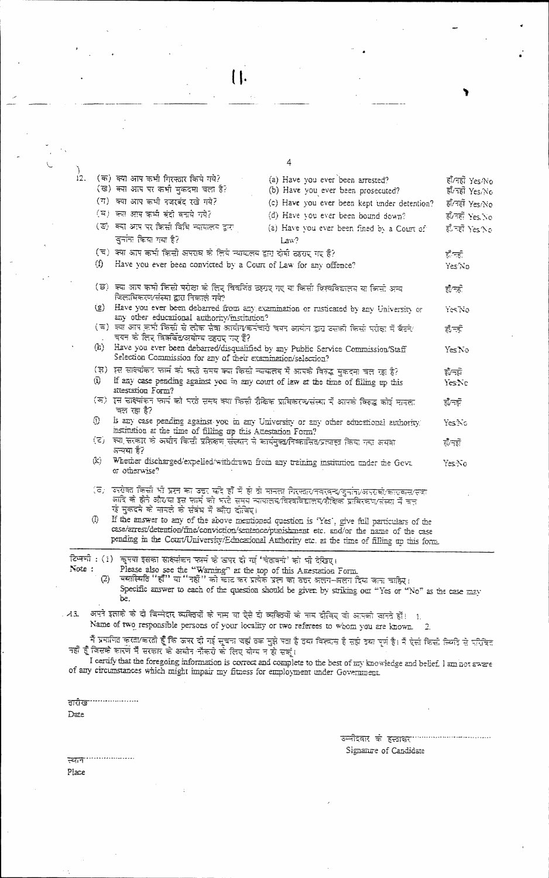12. (क) क्या आप कभी गिरफ्तार किये गये? (a) Have you ever been arrested? हाँ/नहीं Yes/No

(ख) क्या आप पर कभी मुकदमा चला है? (b) Have you ever been prosecuted? हाँ/नहीं Yes/No

(ग) क्या आप कभी नजरबंद रखे गये? (c) Have you ever been kept under detention? हाँ/नहीं Yes/No

(घ) क्या आप कभी बंदी बनाये गये? (d) Have you ever been bound down? हाँ/नहीं Yes/No

(ङ) क्या आप पर किसी विधि न्यायालय द्वारा जुर्माना किया गया है? (e) Have you ever been fined by a Court of Law? हाँ/नहीं Yes/No

(च) क्या आप कभी किसी अपराध के लिये न्यायालय द्वारा दोषी ठहराए गए हैं? हाँ/नहीं

(f) Have you ever been convicted by a Court of Law for any offence? Yes/No

(छ) क्या आप कभी किसी परीक्षा के लिए विवर्जित ठहराए गए या किसी विश्वविद्यालय या किसी अन्य शिक्षाधिकरण/संस्था द्वारा निकाले गये? हाँ/नहीं

(g) Have you ever been debarred from any examination or rusticated by any University or any other educational authority/institution? Yes/No

(ज) क्या आप कभी किसी लोक सेवा आयोग/कर्मचारी चयन आयोग द्वारा उसकी किसी परीक्षा में बैठने/चयन के लिए विवर्जित/अयोग्य ठहराए गए हैं? हाँ/नहीं

(h) Have you ever been debarred/disqualified by any Public Service Commission/Staff Selection Commission for any of their examination/selection? Yes/No

(झ) इस साक्ष्यांकन फार्म को भरते समय क्या किसी न्यायालय में आपके विरुद्ध मुकदमा चल रहा है? हाँ/नहीं

(i) If any case pending against you in any court of law at the time of filling up this attestation Form? Yes/No

(ञ) इस साक्ष्यांकन फार्म को भरते समय क्या किसी शैक्षिक प्राधिकरण/संस्था में आपके विरुद्ध कोई मामला चल रहा है? हाँ/नहीं

(j) Is any case pending against you in any University or any other educational authority/institution at the time of filling up this Attestation Form? Yes/No

(ट) क्या सरकार के अधीन किसी प्रशिक्षण संस्थान से कार्यमुक्त/निष्कासित/प्रत्याहृत किया गया अथवा अन्यथा है? हाँ/नहीं

(k) Whether discharged/expelled/withdrawn from any training institution under the Govt. or otherwise? Yes/No

(ठ) उपरोक्त किसी भी प्रश्न का उत्तर यदि हाँ में हो तो मामला गिरफ्तार/नजरबन्द/जुर्माना/अपराधों/कारावास/सजा आदि के होने और/या इस फार्म को भरते समय न्यायालय/विश्वविद्यालय/शैक्षिक प्राधिकरण/संस्था में चल रहे मुकदमे के मामले के संबंध में ब्यौरा दीजिए।

(l) If the answer to any of the above mentioned question is 'Yes', give full particulars of the case/arrest/detention/fine/conviction/sentence/punishment etc. and/or the name of the case pending in the Court/University/Educational Authority etc. at the time of filling up this form.

टिप्पणी : (1) कृपया इसका साक्ष्यांकन फार्म के ऊपर दी गई 'चेतावनी' को भी देखिए।

Note : Please also see the "Warning" at the top of this Attestation Form.

(2) यथास्थिति "हाँ" या "नहीं" को काट कर प्रत्येक प्रश्न का उत्तर अलग-अलग दिया जाना चाहिए।

Specific answer to each of the question should be given by striking out "Yes or "No" as the case may be.

13. अपने इलाके के दो जिम्मेदार व्यक्तियों के नाम या ऐसे दो व्यक्तियों के नाम दीजिए जो आपको जानते हों। 1.

Name of two responsible persons of your locality or two referees to whom you are known. 2.

मैं प्रमाणित करता/करती हूँ कि ऊपर दी गई सूचना जहां तक मुझे पता है तथा विश्वास है सही तथा पूर्ण है। मैं ऐसी किसी स्थिति से परिचित नहीं हूँ जिसके कारण मैं सरकार के अधीन नौकरी के लिए योग्य न हो सकूं।

I certify that the foregoing information is correct and complete to the best of my knowledge and belief. I am not aware of any circumstances which might impair my fitness for employment under Government.

तारीख..................

Date

उम्मीदवार के हस्ताक्षर..................

Signature of Candidate

स्थान..................

Place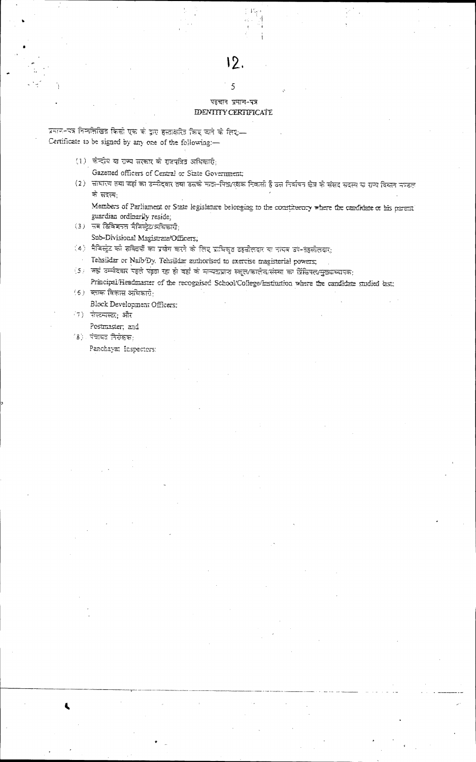# पहचान प्रमाण-पत्र
# IDENTITY CERTIFICATE

प्रमाण-पत्र निम्नलिखित किसी एक के द्वारा हस्ताक्षरित किए जाने के लिए:—
Certificate to be signed by any one of the following:—

(1) केन्द्रीय या राज्य सरकार के राजपत्रित अधिकारी;
Gazetted officers of Central or State Government;

(2) साधारण तथा जहां का उम्मीदवार तथा उसके माता-पिता/रक्षक निवासी है उस निर्वाचन क्षेत्र के संसद सदस्य या राज्य विधान मण्डल के सदस्य;
Members of Parliament or State legislature belonging to the constituency where the candidate or his parent guardian ordinarily reside;

(3) सब डिविजनल मैजिस्ट्रेट/अधिकारी;
Sub-Divisional Magistrate/Officers;

(4) मैजिस्ट्रेट की शक्तियों का प्रयोग करने के लिए प्राधिकृत तहसीलदार या नायब उप-तहसीलदार;
Tehsildar or Naib/Dy. Tehsildar authorised to exercise magisterial powers;

(5) जहां उम्मीदवार पहले पढ़ता रहा हो वहां के मान्यताप्राप्त स्कूल/कालेज/संस्था का प्रिंसिपल/मुख्याध्यापक;
Principal/Headmaster of the recognised School/College/Institution where the candidate studied last;

(6) ब्लाक विकास अधिकारी;
Block Development Officers;

(7) पोस्टमास्टर; और
Postmaster; and

(8) पंचायत निरीक्षक;
Panchayat Inspectors;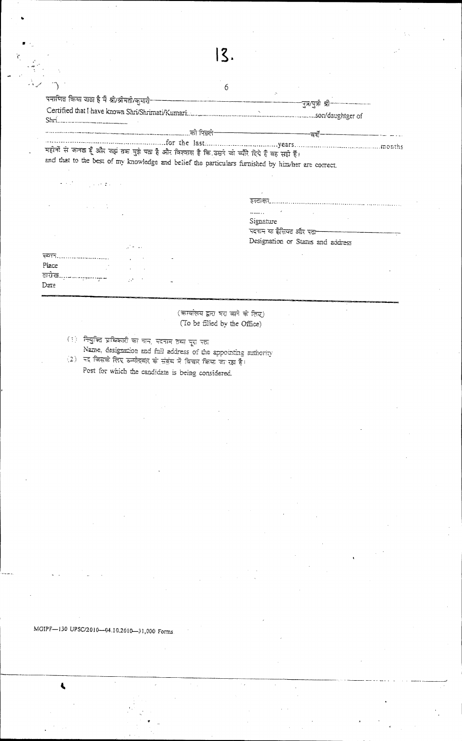प्रमाणित किया जाता है मैं श्री/श्रीमती/कुमारी ............................................................ पुत्र/पुत्री श्री ..................

Certified that I have known Shri/Shrimati/Kumari............................................................son/daughter of Shri..................................

.......................................................................को पिछले ........................................ वर्ष ........................................

........................................................for the last..............................years..........................................months

महीनों से जानता हूँ और जहां तक मुझे पता है और विश्वास है कि उसने जो ब्यौरे दिये है वह सही हैं।

and that to the best of my knowledge and belief the particulars furnished by him/her are correct.

हस्ताक्षर........................................................

Signature

पदनाम या हैसियत और पता ........................................

Designation or Status and address

स्थान........................

Place

तारीख........................

Date

(कार्यालय द्वारा भरा जाने के लिए)

(To be filled by the Office)

(1) नियुक्ति प्राधिकारी का नाम, पदनाम तथा पूरा पता

Name, designation and full address of the appointing authority

(2) पद जिसके लिए उम्मीदवार के संबंध में विचार किया जा रहा है।

Post for which the candidate is being considered.

MGIPF—130 UPSC/2010—04.10.2010—31,000 Forms